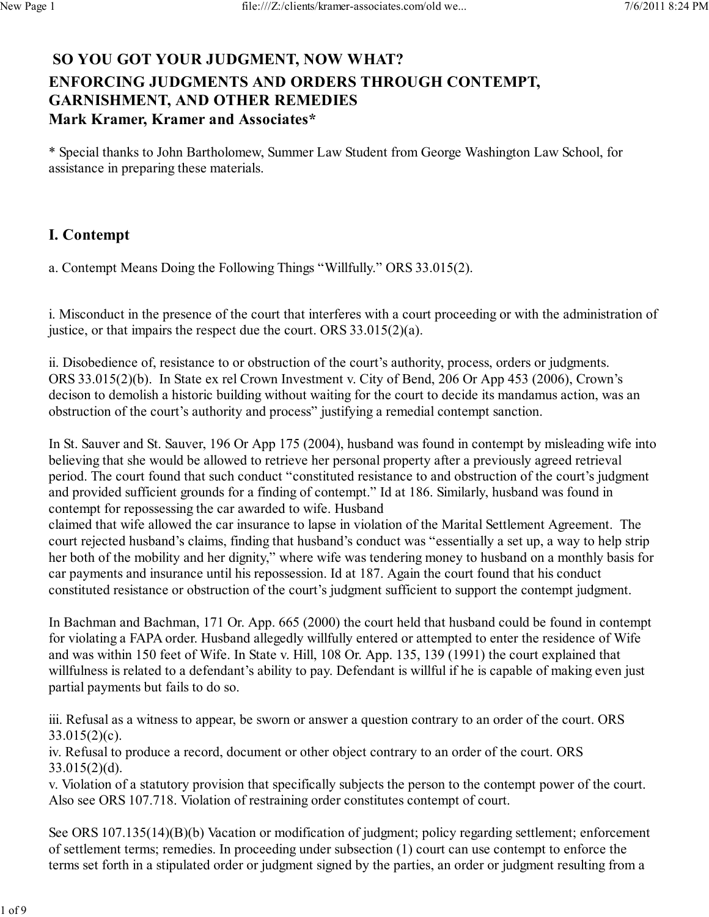# SO YOU GOT YOUR JUDGMENT, NOW WHAT?

## ENFORCING JUDGMENTS AND ORDERS THROUGH CONTEMPT, GARNISHMENT, AND OTHER REMEDIES

**Mark Kramer, Kramer and Associates***

* Special thanks to John Bartholomew, Summer Law Student from George Washington Law School, for assistance in preparing these materials.

## I. Contempt

a. Contempt Means Doing the Following Things "Willfully." ORS 33.015(2).

i. Misconduct in the presence of the court that interferes with a court proceeding or with the administration of justice, or that impairs the respect due the court. ORS 33.015(2)(a).

ii. Disobedience of, resistance to or obstruction of the court's authority, process, orders or judgments. ORS 33.015(2)(b). In State ex rel Crown Investment v. City of Bend, 206 Or App 453 (2006), Crown's decison to demolish a historic building without waiting for the court to decide its mandamus action, was an obstruction of the court's authority and process" justifying a remedial contempt sanction.

In St. Sauver and St. Sauver, 196 Or App 175 (2004), husband was found in contempt by misleading wife into believing that she would be allowed to retrieve her personal property after a previously agreed retrieval period. The court found that such conduct "constituted resistance to and obstruction of the court's judgment and provided sufficient grounds for a finding of contempt." Id at 186. Similarly, husband was found in contempt for repossessing the car awarded to wife. Husband claimed that wife allowed the car insurance to lapse in violation of the Marital Settlement Agreement. The court rejected husband's claims, finding that husband's conduct was "essentially a set up, a way to help strip her both of the mobility and her dignity," where wife was tendering money to husband on a monthly basis for car payments and insurance until his repossession. Id at 187. Again the court found that his conduct constituted resistance or obstruction of the court's judgment sufficient to support the contempt judgment.

In Bachman and Bachman, 171 Or. App. 665 (2000) the court held that husband could be found in contempt for violating a FAPA order. Husband allegedly willfully entered or attempted to enter the residence of Wife and was within 150 feet of Wife. In State v. Hill, 108 Or. App. 135, 139 (1991) the court explained that willfulness is related to a defendant's ability to pay. Defendant is willful if he is capable of making even just partial payments but fails to do so.

iii. Refusal as a witness to appear, be sworn or answer a question contrary to an order of the court. ORS 33.015(2)(c).
iv. Refusal to produce a record, document or other object contrary to an order of the court. ORS 33.015(2)(d).
v. Violation of a statutory provision that specifically subjects the person to the contempt power of the court. Also see ORS 107.718. Violation of restraining order constitutes contempt of court.

See ORS 107.135(14)(B)(b) Vacation or modification of judgment; policy regarding settlement; enforcement of settlement terms; remedies. In proceeding under subsection (1) court can use contempt to enforce the terms set forth in a stipulated order or judgment signed by the parties, an order or judgment resulting from a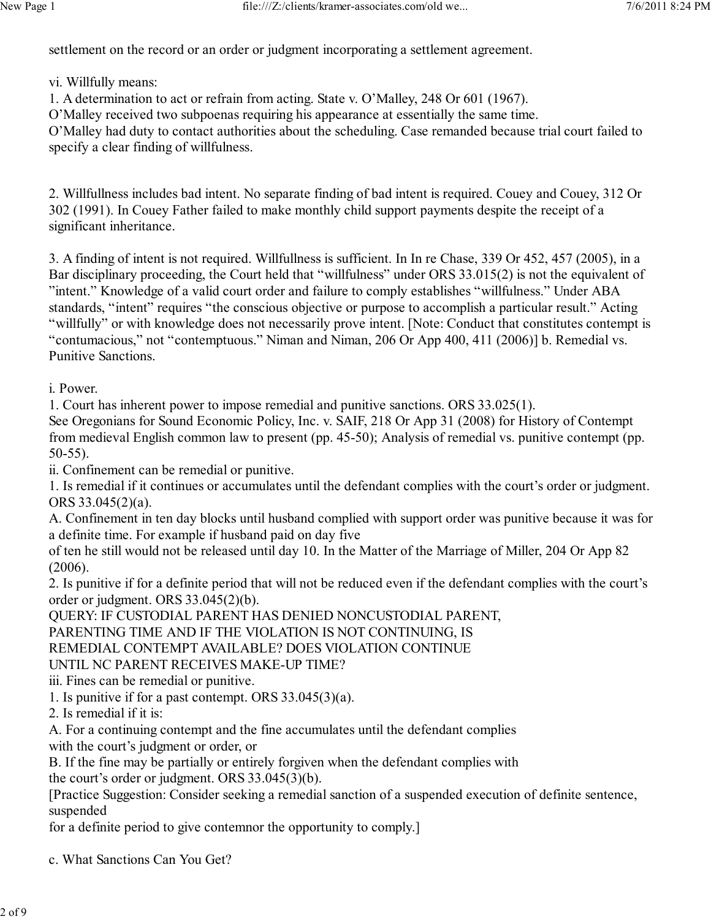settlement on the record or an order or judgment incorporating a settlement agreement.

vi. Willfully means:
1. A determination to act or refrain from acting. State v. O'Malley, 248 Or 601 (1967).
O'Malley received two subpoenas requiring his appearance at essentially the same time.
O'Malley had duty to contact authorities about the scheduling. Case remanded because trial court failed to specify a clear finding of willfulness.

2. Willfullness includes bad intent. No separate finding of bad intent is required. Couey and Couey, 312 Or 302 (1991). In Couey Father failed to make monthly child support payments despite the receipt of a significant inheritance.

3. A finding of intent is not required. Willfullness is sufficient. In In re Chase, 339 Or 452, 457 (2005), in a Bar disciplinary proceeding, the Court held that "willfulness" under ORS 33.015(2) is not the equivalent of "intent." Knowledge of a valid court order and failure to comply establishes "willfulness." Under ABA standards, "intent" requires "the conscious objective or purpose to accomplish a particular result." Acting "willfully" or with knowledge does not necessarily prove intent. [Note: Conduct that constitutes contempt is "contumacious," not "contemptuous." Niman and Niman, 206 Or App 400, 411 (2006)] b. Remedial vs. Punitive Sanctions.

i. Power.
1. Court has inherent power to impose remedial and punitive sanctions. ORS 33.025(1).
See Oregonians for Sound Economic Policy, Inc. v. SAIF, 218 Or App 31 (2008) for History of Contempt from medieval English common law to present (pp. 45-50); Analysis of remedial vs. punitive contempt (pp. 50-55).
ii. Confinement can be remedial or punitive.
1. Is remedial if it continues or accumulates until the defendant complies with the court's order or judgment. ORS 33.045(2)(a).
A. Confinement in ten day blocks until husband complied with support order was punitive because it was for a definite time. For example if husband paid on day five
of ten he still would not be released until day 10. In the Matter of the Marriage of Miller, 204 Or App 82 (2006).
2. Is punitive if for a definite period that will not be reduced even if the defendant complies with the court's order or judgment. ORS 33.045(2)(b).
QUERY: IF CUSTODIAL PARENT HAS DENIED NONCUSTODIAL PARENT,
PARENTING TIME AND IF THE VIOLATION IS NOT CONTINUING, IS
REMEDIAL CONTEMPT AVAILABLE? DOES VIOLATION CONTINUE
UNTIL NC PARENT RECEIVES MAKE-UP TIME?
iii. Fines can be remedial or punitive.
1. Is punitive if for a past contempt. ORS 33.045(3)(a).
2. Is remedial if it is:
A. For a continuing contempt and the fine accumulates until the defendant complies
with the court's judgment or order, or
B. If the fine may be partially or entirely forgiven when the defendant complies with
the court's order or judgment. ORS 33.045(3)(b).
[Practice Suggestion: Consider seeking a remedial sanction of a suspended execution of definite sentence, suspended
for a definite period to give contemnor the opportunity to comply.]

c. What Sanctions Can You Get?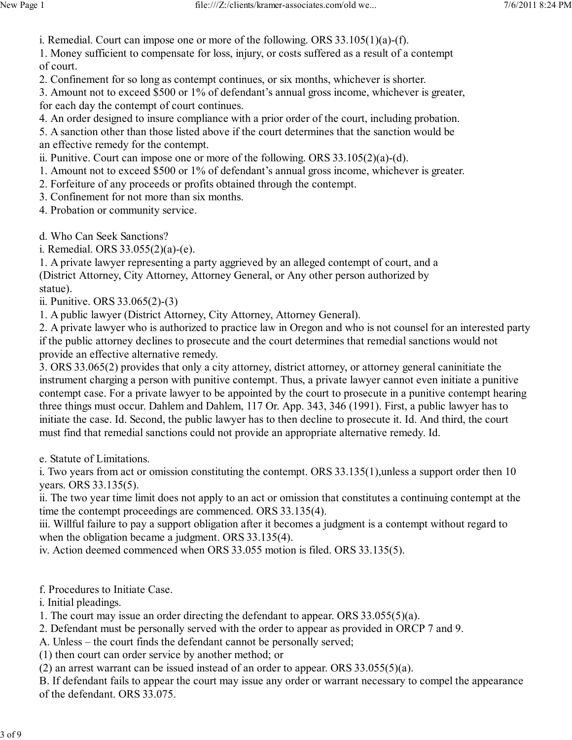i. Remedial. Court can impose one or more of the following. ORS 33.105(1)(a)-(f).

1. Money sufficient to compensate for loss, injury, or costs suffered as a result of a contempt of court.
2. Confinement for so long as contempt continues, or six months, whichever is shorter.
3. Amount not to exceed $500 or 1% of defendant's annual gross income, whichever is greater, for each day the contempt of court continues.
4. An order designed to insure compliance with a prior order of the court, including probation.
5. A sanction other than those listed above if the court determines that the sanction would be an effective remedy for the contempt.

ii. Punitive. Court can impose one or more of the following. ORS 33.105(2)(a)-(d).

1. Amount not to exceed $500 or 1% of defendant's annual gross income, whichever is greater.
2. Forfeiture of any proceeds or profits obtained through the contempt.
3. Confinement for not more than six months.
4. Probation or community service.

d. Who Can Seek Sanctions?

i. Remedial. ORS 33.055(2)(a)-(e).

1. A private lawyer representing a party aggrieved by an alleged contempt of court, and a (District Attorney, City Attorney, Attorney General, or Any other person authorized by statue).

ii. Punitive. ORS 33.065(2)-(3)

1. A public lawyer (District Attorney, City Attorney, Attorney General).
2. A private lawyer who is authorized to practice law in Oregon and who is not counsel for an interested party if the public attorney declines to prosecute and the court determines that remedial sanctions would not provide an effective alternative remedy.
3. ORS 33.065(2) provides that only a city attorney, district attorney, or attorney general caninitiate the instrument charging a person with punitive contempt. Thus, a private lawyer cannot even initiate a punitive contempt case. For a private lawyer to be appointed by the court to prosecute in a punitive contempt hearing three things must occur. Dahlem and Dahlem, 117 Or. App. 343, 346 (1991). First, a public lawyer has to initiate the case. Id. Second, the public lawyer has to then decline to prosecute it. Id. And third, the court must find that remedial sanctions could not provide an appropriate alternative remedy. Id.

e. Statute of Limitations.

i. Two years from act or omission constituting the contempt. ORS 33.135(1),unless a support order then 10 years. ORS 33.135(5).

ii. The two year time limit does not apply to an act or omission that constitutes a continuing contempt at the time the contempt proceedings are commenced. ORS 33.135(4).

iii. Willful failure to pay a support obligation after it becomes a judgment is a contempt without regard to when the obligation became a judgment. ORS 33.135(4).

iv. Action deemed commenced when ORS 33.055 motion is filed. ORS 33.135(5).

f. Procedures to Initiate Case.

i. Initial pleadings.

1. The court may issue an order directing the defendant to appear. ORS 33.055(5)(a).
2. Defendant must be personally served with the order to appear as provided in ORCP 7 and 9.

A. Unless – the court finds the defendant cannot be personally served;

(1) then court can order service by another method; or

(2) an arrest warrant can be issued instead of an order to appear. ORS 33.055(5)(a).

B. If defendant fails to appear the court may issue any order or warrant necessary to compel the appearance of the defendant. ORS 33.075.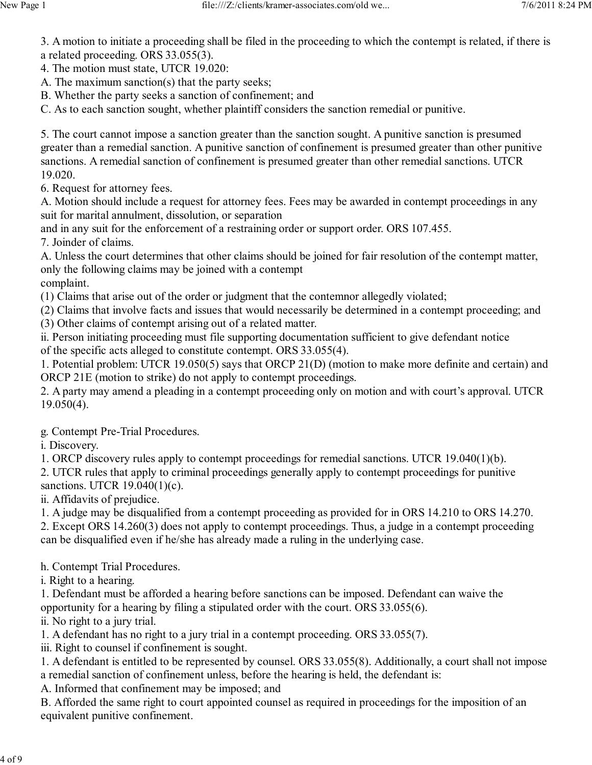3. A motion to initiate a proceeding shall be filed in the proceeding to which the contempt is related, if there is a related proceeding. ORS 33.055(3).
4. The motion must state, UTCR 19.020:
A. The maximum sanction(s) that the party seeks;
B. Whether the party seeks a sanction of confinement; and
C. As to each sanction sought, whether plaintiff considers the sanction remedial or punitive.

5. The court cannot impose a sanction greater than the sanction sought. A punitive sanction is presumed greater than a remedial sanction. A punitive sanction of confinement is presumed greater than other punitive sanctions. A remedial sanction of confinement is presumed greater than other remedial sanctions. UTCR 19.020.
6. Request for attorney fees.
A. Motion should include a request for attorney fees. Fees may be awarded in contempt proceedings in any suit for marital annulment, dissolution, or separation
and in any suit for the enforcement of a restraining order or support order. ORS 107.455.
7. Joinder of claims.
A. Unless the court determines that other claims should be joined for fair resolution of the contempt matter, only the following claims may be joined with a contempt
complaint.
(1) Claims that arise out of the order or judgment that the contemnor allegedly violated;
(2) Claims that involve facts and issues that would necessarily be determined in a contempt proceeding; and
(3) Other claims of contempt arising out of a related matter.
ii. Person initiating proceeding must file supporting documentation sufficient to give defendant notice
of the specific acts alleged to constitute contempt. ORS 33.055(4).
1. Potential problem: UTCR 19.050(5) says that ORCP 21(D) (motion to make more definite and certain) and ORCP 21E (motion to strike) do not apply to contempt proceedings.
2. A party may amend a pleading in a contempt proceeding only on motion and with court's approval. UTCR 19.050(4).

g. Contempt Pre-Trial Procedures.
i. Discovery.
1. ORCP discovery rules apply to contempt proceedings for remedial sanctions. UTCR 19.040(1)(b).
2. UTCR rules that apply to criminal proceedings generally apply to contempt proceedings for punitive sanctions. UTCR 19.040(1)(c).
ii. Affidavits of prejudice.
1. A judge may be disqualified from a contempt proceeding as provided for in ORS 14.210 to ORS 14.270.
2. Except ORS 14.260(3) does not apply to contempt proceedings. Thus, a judge in a contempt proceeding can be disqualified even if he/she has already made a ruling in the underlying case.

h. Contempt Trial Procedures.
i. Right to a hearing.
1. Defendant must be afforded a hearing before sanctions can be imposed. Defendant can waive the opportunity for a hearing by filing a stipulated order with the court. ORS 33.055(6).
ii. No right to a jury trial.
1. A defendant has no right to a jury trial in a contempt proceeding. ORS 33.055(7).
iii. Right to counsel if confinement is sought.
1. A defendant is entitled to be represented by counsel. ORS 33.055(8). Additionally, a court shall not impose a remedial sanction of confinement unless, before the hearing is held, the defendant is:
A. Informed that confinement may be imposed; and
B. Afforded the same right to court appointed counsel as required in proceedings for the imposition of an equivalent punitive confinement.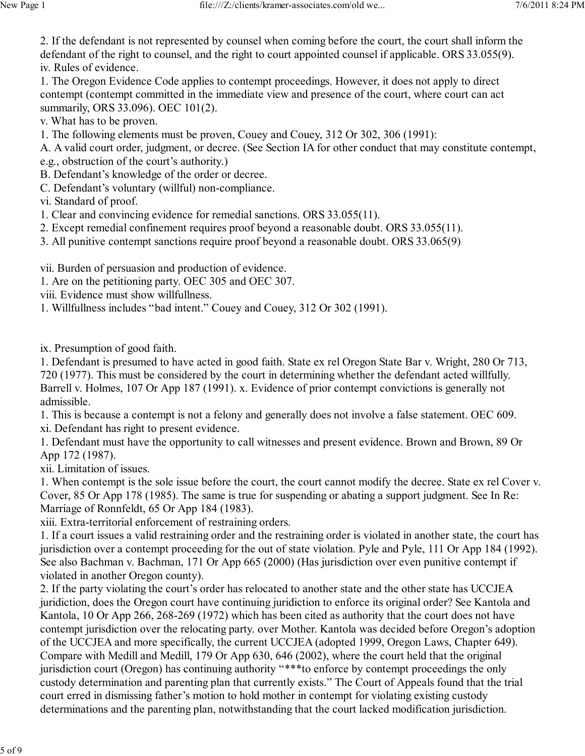2. If the defendant is not represented by counsel when coming before the court, the court shall inform the defendant of the right to counsel, and the right to court appointed counsel if applicable. ORS 33.055(9).

iv. Rules of evidence.

1. The Oregon Evidence Code applies to contempt proceedings. However, it does not apply to direct contempt (contempt committed in the immediate view and presence of the court, where court can act summarily, ORS 33.096). OEC 101(2).

v. What has to be proven.

1. The following elements must be proven, Couey and Couey, 312 Or 302, 306 (1991):

A. A valid court order, judgment, or decree. (See Section IA for other conduct that may constitute contempt, e.g., obstruction of the court's authority.)

B. Defendant's knowledge of the order or decree.

C. Defendant's voluntary (willful) non-compliance.

vi. Standard of proof.

1. Clear and convincing evidence for remedial sanctions. ORS 33.055(11).

2. Except remedial confinement requires proof beyond a reasonable doubt. ORS 33.055(11).

3. All punitive contempt sanctions require proof beyond a reasonable doubt. ORS 33.065(9)

vii. Burden of persuasion and production of evidence.

1. Are on the petitioning party. OEC 305 and OEC 307.

viii. Evidence must show willfullness.

1. Willfullness includes "bad intent." Couey and Couey, 312 Or 302 (1991).

ix. Presumption of good faith.

1. Defendant is presumed to have acted in good faith. State ex rel Oregon State Bar v. Wright, 280 Or 713, 720 (1977). This must be considered by the court in determining whether the defendant acted willfully. Barrell v. Holmes, 107 Or App 187 (1991). x. Evidence of prior contempt convictions is generally not admissible.

1. This is because a contempt is not a felony and generally does not involve a false statement. OEC 609.

xi. Defendant has right to present evidence.

1. Defendant must have the opportunity to call witnesses and present evidence. Brown and Brown, 89 Or App 172 (1987).

xii. Limitation of issues.

1. When contempt is the sole issue before the court, the court cannot modify the decree. State ex rel Cover v. Cover, 85 Or App 178 (1985). The same is true for suspending or abating a support judgment. See In Re: Marriage of Ronnfeldt, 65 Or App 184 (1983).

xiii. Extra-territorial enforcement of restraining orders.

1. If a court issues a valid restraining order and the restraining order is violated in another state, the court has jurisdiction over a contempt proceeding for the out of state violation. Pyle and Pyle, 111 Or App 184 (1992). See also Bachman v. Bachman, 171 Or App 665 (2000) (Has jurisdiction over even punitive contempt if violated in another Oregon county).

2. If the party violating the court's order has relocated to another state and the other state has UCCJEA juridiction, does the Oregon court have continuing juridiction to enforce its original order? See Kantola and Kantola, 10 Or App 266, 268-269 (1972) which has been cited as authority that the court does not have contempt jurisdiction over the relocating party. over Mother. Kantola was decided before Oregon's adoption of the UCCJEA and more specifically, the current UCCJEA (adopted 1999, Oregon Laws, Chapter 649). Compare with Medill and Medill, 179 Or App 630, 646 (2002), where the court held that the original jurisdiction court (Oregon) has continuing authority "***to enforce by contempt proceedings the only custody determination and parenting plan that currently exists." The Court of Appeals found that the trial court erred in dismissing father's motion to hold mother in contempt for violating existing custody determinations and the parenting plan, notwithstanding that the court lacked modification jurisdiction.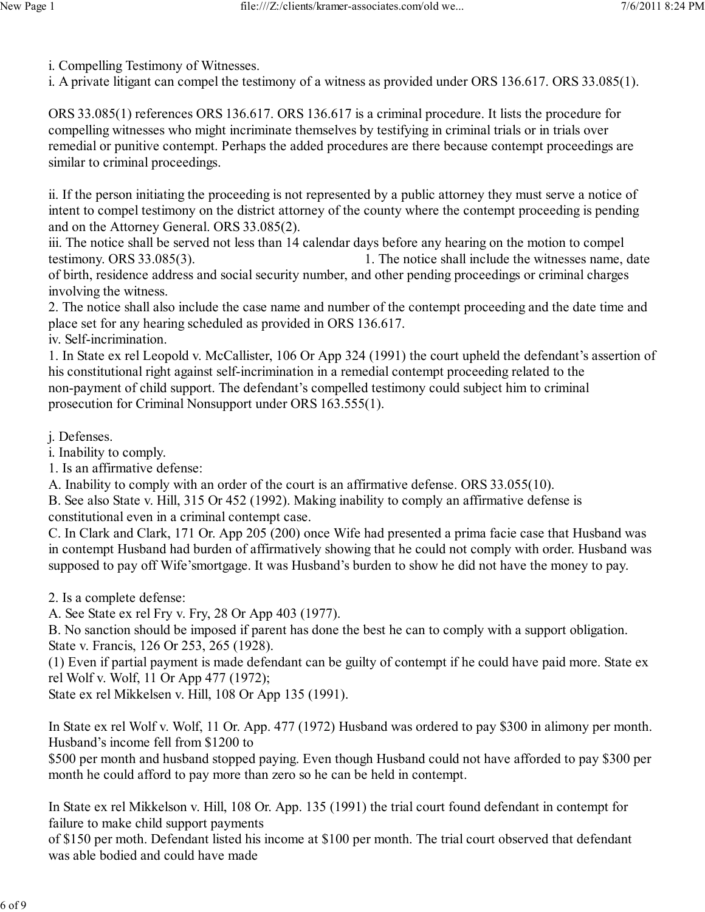i. Compelling Testimony of Witnesses.

i. A private litigant can compel the testimony of a witness as provided under ORS 136.617. ORS 33.085(1).

ORS 33.085(1) references ORS 136.617. ORS 136.617 is a criminal procedure. It lists the procedure for compelling witnesses who might incriminate themselves by testifying in criminal trials or in trials over remedial or punitive contempt. Perhaps the added procedures are there because contempt proceedings are similar to criminal proceedings.

ii. If the person initiating the proceeding is not represented by a public attorney they must serve a notice of intent to compel testimony on the district attorney of the county where the contempt proceeding is pending and on the Attorney General. ORS 33.085(2).

iii. The notice shall be served not less than 14 calendar days before any hearing on the motion to compel testimony. ORS 33.085(3).

1. The notice shall include the witnesses name, date of birth, residence address and social security number, and other pending proceedings or criminal charges involving the witness.

2. The notice shall also include the case name and number of the contempt proceeding and the date time and place set for any hearing scheduled as provided in ORS 136.617.

iv. Self-incrimination.

1. In State ex rel Leopold v. McCallister, 106 Or App 324 (1991) the court upheld the defendant's assertion of his constitutional right against self-incrimination in a remedial contempt proceeding related to the non-payment of child support. The defendant's compelled testimony could subject him to criminal prosecution for Criminal Nonsupport under ORS 163.555(1).

j. Defenses.

i. Inability to comply.

1. Is an affirmative defense:

A. Inability to comply with an order of the court is an affirmative defense. ORS 33.055(10).

B. See also State v. Hill, 315 Or 452 (1992). Making inability to comply an affirmative defense is constitutional even in a criminal contempt case.

C. In Clark and Clark, 171 Or. App 205 (200) once Wife had presented a prima facie case that Husband was in contempt Husband had burden of affirmatively showing that he could not comply with order. Husband was supposed to pay off Wife'smortgage. It was Husband's burden to show he did not have the money to pay.

2. Is a complete defense:

A. See State ex rel Fry v. Fry, 28 Or App 403 (1977).

B. No sanction should be imposed if parent has done the best he can to comply with a support obligation. State v. Francis, 126 Or 253, 265 (1928).

(1) Even if partial payment is made defendant can be guilty of contempt if he could have paid more. State ex rel Wolf v. Wolf, 11 Or App 477 (1972);
State ex rel Mikkelsen v. Hill, 108 Or App 135 (1991).

In State ex rel Wolf v. Wolf, 11 Or. App. 477 (1972) Husband was ordered to pay $300 in alimony per month. Husband's income fell from $1200 to
$500 per month and husband stopped paying. Even though Husband could not have afforded to pay $300 per month he could afford to pay more than zero so he can be held in contempt.

In State ex rel Mikkelson v. Hill, 108 Or. App. 135 (1991) the trial court found defendant in contempt for failure to make child support payments
of $150 per moth. Defendant listed his income at $100 per month. The trial court observed that defendant was able bodied and could have made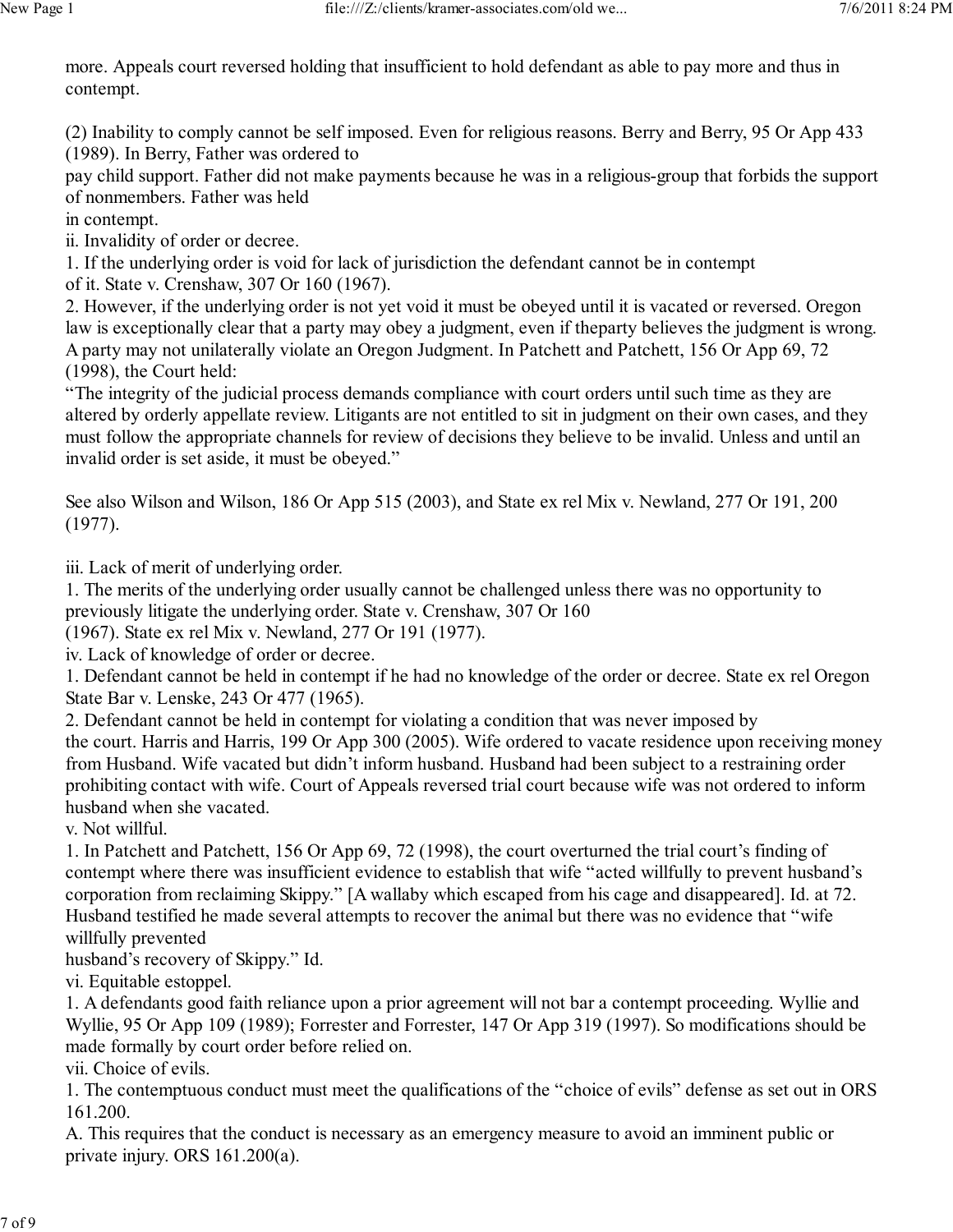more. Appeals court reversed holding that insufficient to hold defendant as able to pay more and thus in contempt.

(2) Inability to comply cannot be self imposed. Even for religious reasons. Berry and Berry, 95 Or App 433 (1989). In Berry, Father was ordered to
pay child support. Father did not make payments because he was in a religious-group that forbids the support of nonmembers. Father was held
in contempt.

ii. Invalidity of order or decree.

1. If the underlying order is void for lack of jurisdiction the defendant cannot be in contempt
of it. State v. Crenshaw, 307 Or 160 (1967).

2. However, if the underlying order is not yet void it must be obeyed until it is vacated or reversed. Oregon law is exceptionally clear that a party may obey a judgment, even if theparty believes the judgment is wrong. A party may not unilaterally violate an Oregon Judgment. In Patchett and Patchett, 156 Or App 69, 72 (1998), the Court held:

"The integrity of the judicial process demands compliance with court orders until such time as they are altered by orderly appellate review. Litigants are not entitled to sit in judgment on their own cases, and they must follow the appropriate channels for review of decisions they believe to be invalid. Unless and until an invalid order is set aside, it must be obeyed."

See also Wilson and Wilson, 186 Or App 515 (2003), and State ex rel Mix v. Newland, 277 Or 191, 200 (1977).

iii. Lack of merit of underlying order.

1. The merits of the underlying order usually cannot be challenged unless there was no opportunity to previously litigate the underlying order. State v. Crenshaw, 307 Or 160
(1967). State ex rel Mix v. Newland, 277 Or 191 (1977).

iv. Lack of knowledge of order or decree.

1. Defendant cannot be held in contempt if he had no knowledge of the order or decree. State ex rel Oregon State Bar v. Lenske, 243 Or 477 (1965).

2. Defendant cannot be held in contempt for violating a condition that was never imposed by
the court. Harris and Harris, 199 Or App 300 (2005). Wife ordered to vacate residence upon receiving money from Husband. Wife vacated but didn't inform husband. Husband had been subject to a restraining order prohibiting contact with wife. Court of Appeals reversed trial court because wife was not ordered to inform husband when she vacated.

v. Not willful.

1. In Patchett and Patchett, 156 Or App 69, 72 (1998), the court overturned the trial court's finding of contempt where there was insufficient evidence to establish that wife "acted willfully to prevent husband's corporation from reclaiming Skippy." [A wallaby which escaped from his cage and disappeared]. Id. at 72. Husband testified he made several attempts to recover the animal but there was no evidence that "wife willfully prevented
husband's recovery of Skippy." Id.

vi. Equitable estoppel.

1. A defendants good faith reliance upon a prior agreement will not bar a contempt proceeding. Wyllie and Wyllie, 95 Or App 109 (1989); Forrester and Forrester, 147 Or App 319 (1997). So modifications should be made formally by court order before relied on.

vii. Choice of evils.

1. The contemptuous conduct must meet the qualifications of the "choice of evils" defense as set out in ORS 161.200.

A. This requires that the conduct is necessary as an emergency measure to avoid an imminent public or private injury. ORS 161.200(a).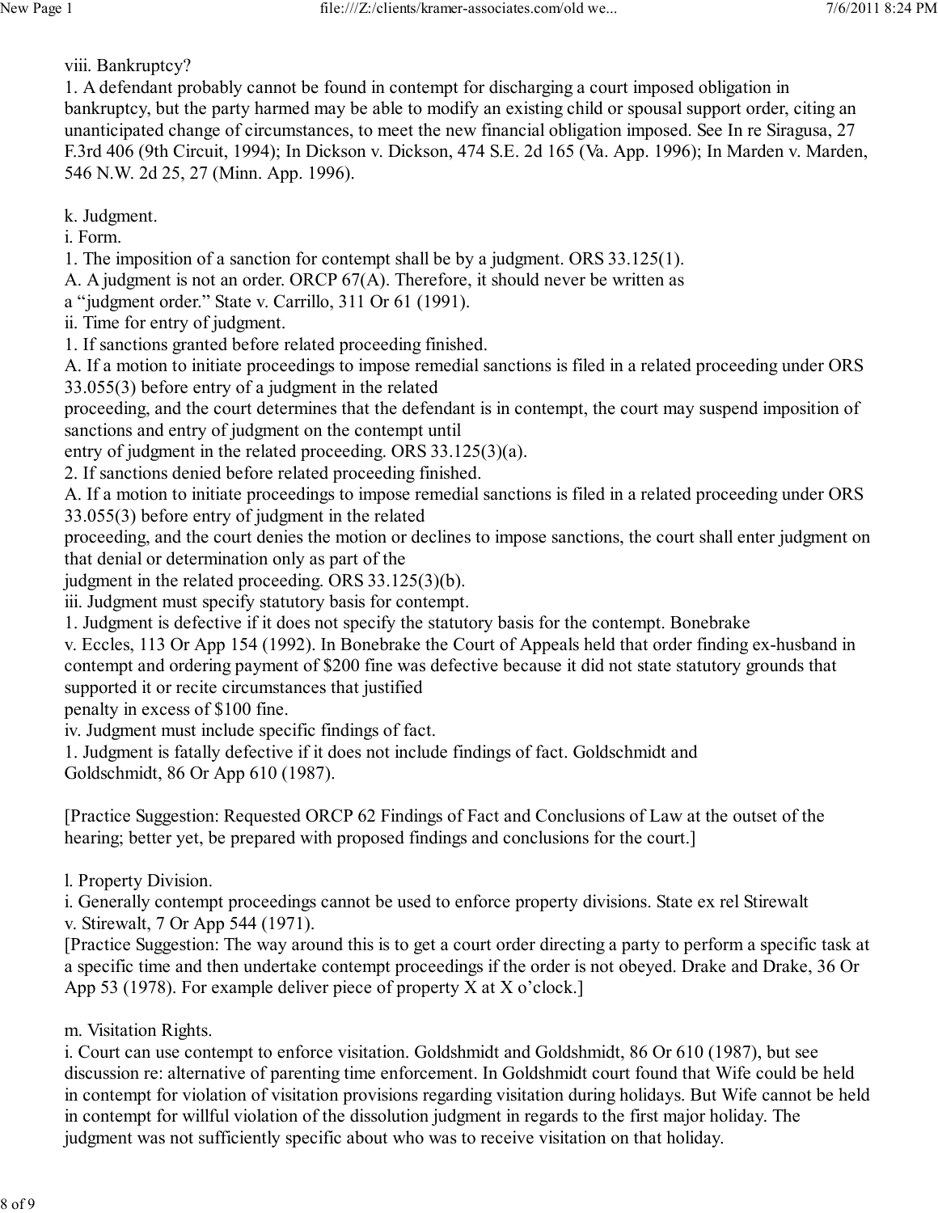viii. Bankruptcy?

1. A defendant probably cannot be found in contempt for discharging a court imposed obligation in bankruptcy, but the party harmed may be able to modify an existing child or spousal support order, citing an unanticipated change of circumstances, to meet the new financial obligation imposed. See In re Siragusa, 27 F.3rd 406 (9th Circuit, 1994); In Dickson v. Dickson, 474 S.E. 2d 165 (Va. App. 1996); In Marden v. Marden, 546 N.W. 2d 25, 27 (Minn. App. 1996).

k. Judgment.

i. Form.

1. The imposition of a sanction for contempt shall be by a judgment. ORS 33.125(1).

A. A judgment is not an order. ORCP 67(A). Therefore, it should never be written as a "judgment order." State v. Carrillo, 311 Or 61 (1991).

ii. Time for entry of judgment.

1. If sanctions granted before related proceeding finished.

A. If a motion to initiate proceedings to impose remedial sanctions is filed in a related proceeding under ORS 33.055(3) before entry of a judgment in the related proceeding, and the court determines that the defendant is in contempt, the court may suspend imposition of sanctions and entry of judgment on the contempt until entry of judgment in the related proceeding. ORS 33.125(3)(a).

2. If sanctions denied before related proceeding finished.

A. If a motion to initiate proceedings to impose remedial sanctions is filed in a related proceeding under ORS 33.055(3) before entry of judgment in the related proceeding, and the court denies the motion or declines to impose sanctions, the court shall enter judgment on that denial or determination only as part of the judgment in the related proceeding. ORS 33.125(3)(b).

iii. Judgment must specify statutory basis for contempt.

1. Judgment is defective if it does not specify the statutory basis for the contempt. Bonebrake v. Eccles, 113 Or App 154 (1992). In Bonebrake the Court of Appeals held that order finding ex-husband in contempt and ordering payment of $200 fine was defective because it did not state statutory grounds that supported it or recite circumstances that justified penalty in excess of $100 fine.

iv. Judgment must include specific findings of fact.

1. Judgment is fatally defective if it does not include findings of fact. Goldschmidt and Goldschmidt, 86 Or App 610 (1987).

[Practice Suggestion: Requested ORCP 62 Findings of Fact and Conclusions of Law at the outset of the hearing; better yet, be prepared with proposed findings and conclusions for the court.]

l. Property Division.

i. Generally contempt proceedings cannot be used to enforce property divisions. State ex rel Stirewalt v. Stirewalt, 7 Or App 544 (1971).

[Practice Suggestion: The way around this is to get a court order directing a party to perform a specific task at a specific time and then undertake contempt proceedings if the order is not obeyed. Drake and Drake, 36 Or App 53 (1978). For example deliver piece of property X at X o'clock.]

m. Visitation Rights.

i. Court can use contempt to enforce visitation. Goldshmidt and Goldshmidt, 86 Or 610 (1987), but see discussion re: alternative of parenting time enforcement. In Goldshmidt court found that Wife could be held in contempt for violation of visitation provisions regarding visitation during holidays. But Wife cannot be held in contempt for willful violation of the dissolution judgment in regards to the first major holiday. The judgment was not sufficiently specific about who was to receive visitation on that holiday.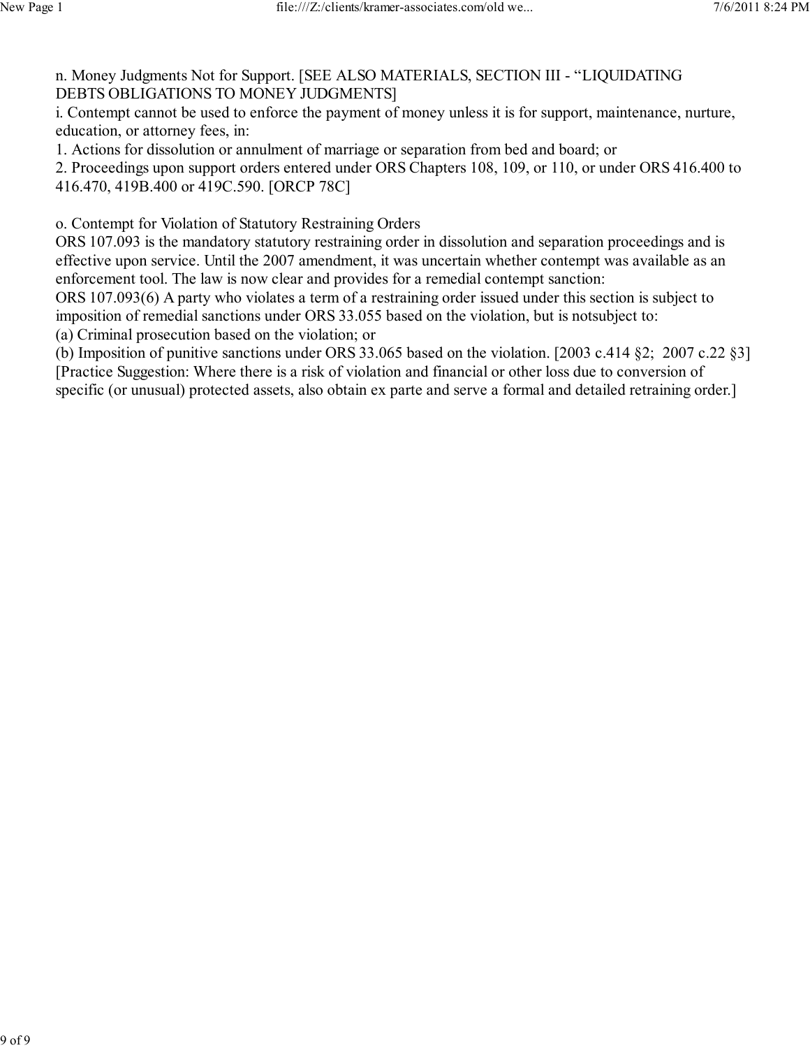n. Money Judgments Not for Support. [SEE ALSO MATERIALS, SECTION III - “LIQUIDATING DEBTS OBLIGATIONS TO MONEY JUDGMENTS]

i. Contempt cannot be used to enforce the payment of money unless it is for support, maintenance, nurture, education, or attorney fees, in:

1. Actions for dissolution or annulment of marriage or separation from bed and board; or
2. Proceedings upon support orders entered under ORS Chapters 108, 109, or 110, or under ORS 416.400 to 416.470, 419B.400 or 419C.590. [ORCP 78C]

o. Contempt for Violation of Statutory Restraining Orders

ORS 107.093 is the mandatory statutory restraining order in dissolution and separation proceedings and is effective upon service. Until the 2007 amendment, it was uncertain whether contempt was available as an enforcement tool. The law is now clear and provides for a remedial contempt sanction:

ORS 107.093(6) A party who violates a term of a restraining order issued under this section is subject to imposition of remedial sanctions under ORS 33.055 based on the violation, but is notsubject to:

(a) Criminal prosecution based on the violation; or

(b) Imposition of punitive sanctions under ORS 33.065 based on the violation. [2003 c.414 §2; 2007 c.22 §3]

[Practice Suggestion: Where there is a risk of violation and financial or other loss due to conversion of specific (or unusual) protected assets, also obtain ex parte and serve a formal and detailed retraining order.]